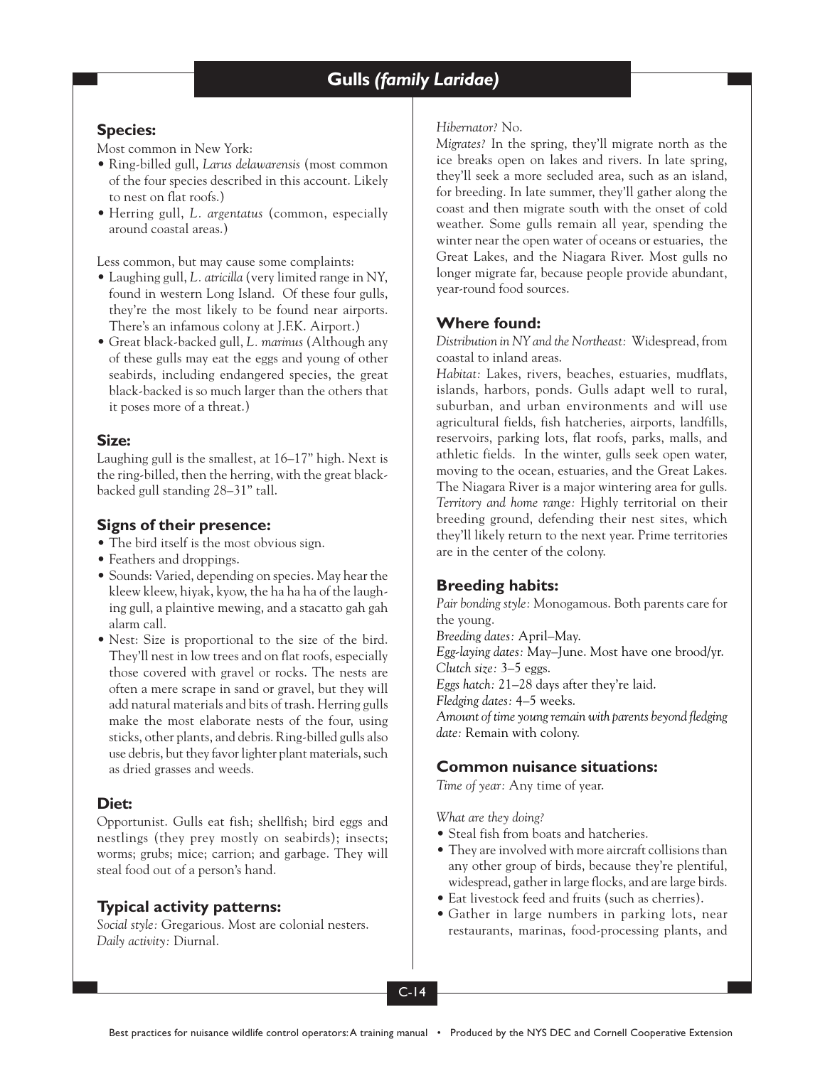# Gulls *(family Laridae)*

## Species:

Most common in New York:

- Ring-billed gull, *Larus delawarensis* (most common of the four species described in this account. Likely to nest on flat roofs.)
- Herring gull, *L. argentatus* (common, especially around coastal areas.)

Less common, but may cause some complaints:

- Laughing gull, *L. atricilla* (very limited range in NY, found in western Long Island. Of these four gulls, they're the most likely to be found near airports. There's an infamous colony at J.F.K. Airport.)
- Great black-backed gull, *L. marinus* (Although any of these gulls may eat the eggs and young of other seabirds, including endangered species, the great black-backed is so much larger than the others that it poses more of a threat.)

## Size:

Laughing gull is the smallest, at 16–17" high. Next is the ring-billed, then the herring, with the great black-backed gull standing 28–31" tall.

## Signs of their presence:

- The bird itself is the most obvious sign.
- Feathers and droppings.
- Sounds: Varied, depending on species. May hear the kleew kleew, hiyak, kyow, the ha ha ha of the laughing gull, a plaintive mewing, and a stacatto gah gah alarm call.
- Nest: Size is proportional to the size of the bird. They'll nest in low trees and on flat roofs, especially those covered with gravel or rocks. The nests are often a mere scrape in sand or gravel, but they will add natural materials and bits of trash. Herring gulls make the most elaborate nests of the four, using sticks, other plants, and debris. Ring-billed gulls also use debris, but they favor lighter plant materials, such as dried grasses and weeds.

## Diet:

Opportunist. Gulls eat fish; shellfish; bird eggs and nestlings (they prey mostly on seabirds); insects; worms; grubs; mice; carrion; and garbage. They will steal food out of a person's hand.

## Typical activity patterns:

*Social style:* Gregarious. Most are colonial nesters.
*Daily activity:* Diurnal.
*Hibernator?* No.
*Migrates?* In the spring, they'll migrate north as the ice breaks open on lakes and rivers. In late spring, they'll seek a more secluded area, such as an island, for breeding. In late summer, they'll gather along the coast and then migrate south with the onset of cold weather. Some gulls remain all year, spending the winter near the open water of oceans or estuaries, the Great Lakes, and the Niagara River. Most gulls no longer migrate far, because people provide abundant, year-round food sources.

## Where found:

*Distribution in NY and the Northeast:* Widespread, from coastal to inland areas.
*Habitat:* Lakes, rivers, beaches, estuaries, mudflats, islands, harbors, ponds. Gulls adapt well to rural, suburban, and urban environments and will use agricultural fields, fish hatcheries, airports, landfills, reservoirs, parking lots, flat roofs, parks, malls, and athletic fields. In the winter, gulls seek open water, moving to the ocean, estuaries, and the Great Lakes. The Niagara River is a major wintering area for gulls.
*Territory and home range:* Highly territorial on their breeding ground, defending their nest sites, which they'll likely return to the next year. Prime territories are in the center of the colony.

## Breeding habits:

*Pair bonding style:* Monogamous. Both parents care for the young.
*Breeding dates:* April–May.
*Egg-laying dates:* May–June. Most have one brood/yr.
*Clutch size:* 3–5 eggs.
*Eggs hatch:* 21–28 days after they're laid.
*Fledging dates:* 4–5 weeks.
*Amount of time young remain with parents beyond fledging date:* Remain with colony.

## Common nuisance situations:

*Time of year:* Any time of year.

*What are they doing?*

- Steal fish from boats and hatcheries.
- They are involved with more aircraft collisions than any other group of birds, because they're plentiful, widespread, gather in large flocks, and are large birds.
- Eat livestock feed and fruits (such as cherries).
- Gather in large numbers in parking lots, near restaurants, marinas, food-processing plants, and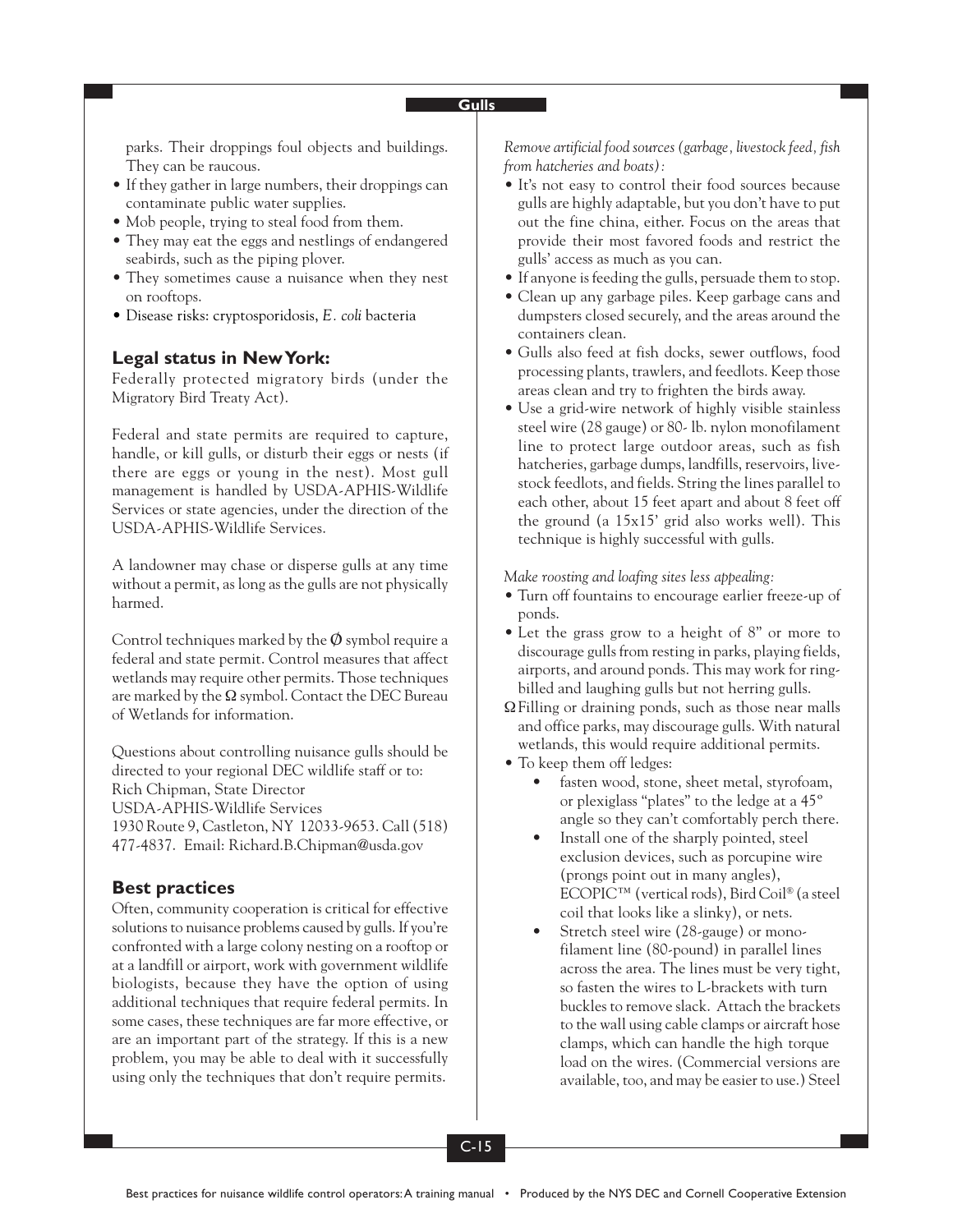parks. Their droppings foul objects and buildings. They can be raucous.

- If they gather in large numbers, their droppings can contaminate public water supplies.
- Mob people, trying to steal food from them.
- They may eat the eggs and nestlings of endangered seabirds, such as the piping plover.
- They sometimes cause a nuisance when they nest on rooftops.
- Disease risks: cryptosporidosis, *E. coli* bacteria

## Legal status in New York:

Federally protected migratory birds (under the Migratory Bird Treaty Act).

Federal and state permits are required to capture, handle, or kill gulls, or disturb their eggs or nests (if there are eggs or young in the nest). Most gull management is handled by USDA-APHIS-Wildlife Services or state agencies, under the direction of the USDA-APHIS-Wildlife Services.

A landowner may chase or disperse gulls at any time without a permit, as long as the gulls are not physically harmed.

Control techniques marked by the Ø symbol require a federal and state permit. Control measures that affect wetlands may require other permits. Those techniques are marked by the Ω symbol. Contact the DEC Bureau of Wetlands for information.

Questions about controlling nuisance gulls should be directed to your regional DEC wildlife staff or to:
Rich Chipman, State Director
USDA-APHIS-Wildlife Services
1930 Route 9, Castleton, NY 12033-9653. Call (518) 477-4837. Email: Richard.B.Chipman@usda.gov

## Best practices

Often, community cooperation is critical for effective solutions to nuisance problems caused by gulls. If you're confronted with a large colony nesting on a rooftop or at a landfill or airport, work with government wildlife biologists, because they have the option of using additional techniques that require federal permits. In some cases, these techniques are far more effective, or are an important part of the strategy. If this is a new problem, you may be able to deal with it successfully using only the techniques that don't require permits.

*Remove artificial food sources (garbage, livestock feed, fish from hatcheries and boats):*

- It's not easy to control their food sources because gulls are highly adaptable, but you don't have to put out the fine china, either. Focus on the areas that provide their most favored foods and restrict the gulls' access as much as you can.
- If anyone is feeding the gulls, persuade them to stop.
- Clean up any garbage piles. Keep garbage cans and dumpsters closed securely, and the areas around the containers clean.
- Gulls also feed at fish docks, sewer outflows, food processing plants, trawlers, and feedlots. Keep those areas clean and try to frighten the birds away.
- Use a grid-wire network of highly visible stainless steel wire (28 gauge) or 80- lb. nylon monofilament line to protect large outdoor areas, such as fish hatcheries, garbage dumps, landfills, reservoirs, livestock feedlots, and fields. String the lines parallel to each other, about 15 feet apart and about 8 feet off the ground (a 15x15' grid also works well). This technique is highly successful with gulls.

*Make roosting and loafing sites less appealing:*

- Turn off fountains to encourage earlier freeze-up of ponds.
- Let the grass grow to a height of 8" or more to discourage gulls from resting in parks, playing fields, airports, and around ponds. This may work for ring-billed and laughing gulls but not herring gulls.

Ω Filling or draining ponds, such as those near malls and office parks, may discourage gulls. With natural wetlands, this would require additional permits.

- To keep them off ledges:
  - fasten wood, stone, sheet metal, styrofoam, or plexiglass "plates" to the ledge at a 45° angle so they can't comfortably perch there.
  - Install one of the sharply pointed, steel exclusion devices, such as porcupine wire (prongs point out in many angles), ECOPIC™ (vertical rods), Bird Coil® (a steel coil that looks like a slinky), or nets.
  - Stretch steel wire (28-gauge) or monofilament line (80-pound) in parallel lines across the area. The lines must be very tight, so fasten the wires to L-brackets with turn buckles to remove slack. Attach the brackets to the wall using cable clamps or aircraft hose clamps, which can handle the high torque load on the wires. (Commercial versions are available, too, and may be easier to use.) Steel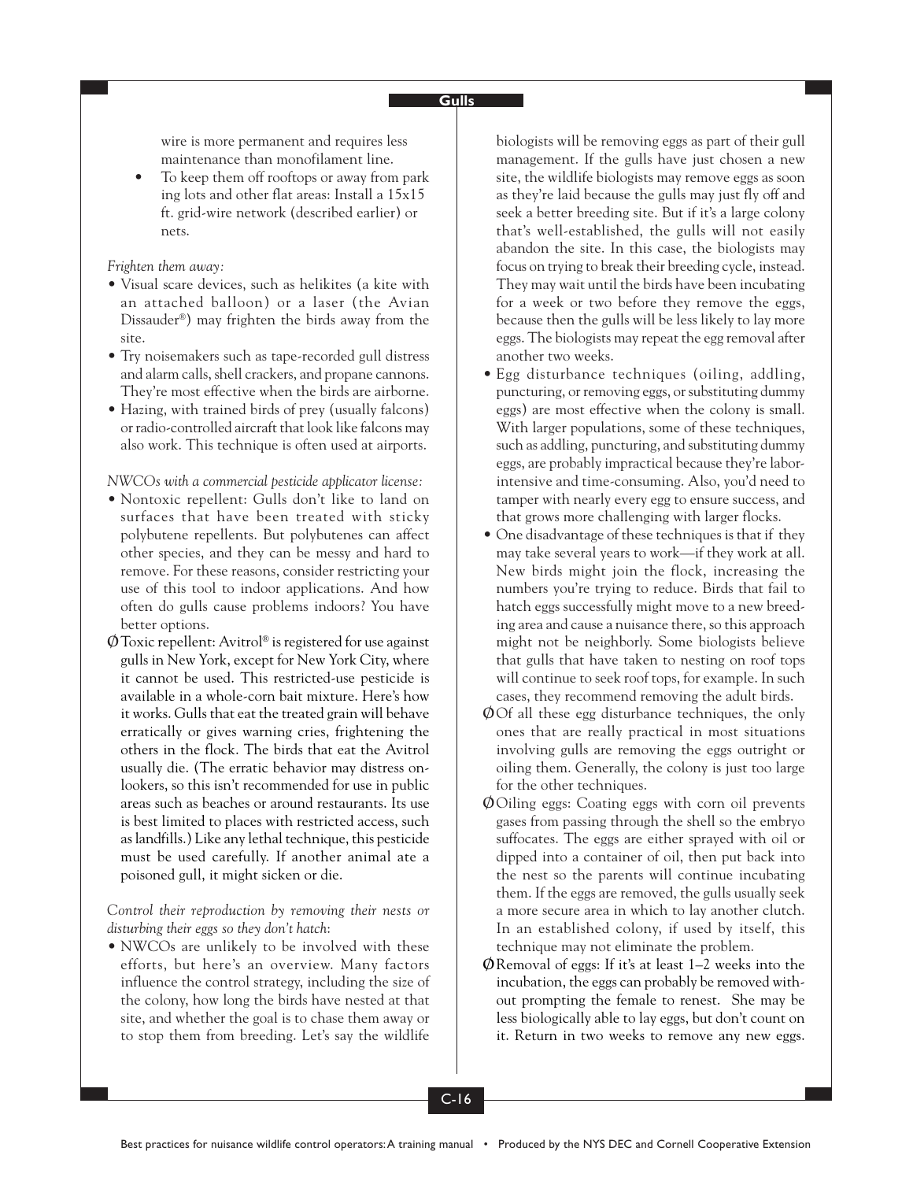wire is more permanent and requires less maintenance than monofilament line.

- To keep them off rooftops or away from parking lots and other flat areas: Install a 15x15 ft. grid-wire network (described earlier) or nets.

*Frighten them away:*

- Visual scare devices, such as helikites (a kite with an attached balloon) or a laser (the Avian Dissauder®) may frighten the birds away from the site.
- Try noisemakers such as tape-recorded gull distress and alarm calls, shell crackers, and propane cannons. They're most effective when the birds are airborne.
- Hazing, with trained birds of prey (usually falcons) or radio-controlled aircraft that look like falcons may also work. This technique is often used at airports.

*NWCOs with a commercial pesticide applicator license:*

- Nontoxic repellent: Gulls don't like to land on surfaces that have been treated with sticky polybutene repellents. But polybutenes can affect other species, and they can be messy and hard to remove. For these reasons, consider restricting your use of this tool to indoor applications. And how often do gulls cause problems indoors? You have better options.
- Ø Toxic repellent: Avitrol® is registered for use against gulls in New York, except for New York City, where it cannot be used. This restricted-use pesticide is available in a whole-corn bait mixture. Here's how it works. Gulls that eat the treated grain will behave erratically or gives warning cries, frightening the others in the flock. The birds that eat the Avitrol usually die. (The erratic behavior may distress onlookers, so this isn't recommended for use in public areas such as beaches or around restaurants. Its use is best limited to places with restricted access, such as landfills.) Like any lethal technique, this pesticide must be used carefully. If another animal ate a poisoned gull, it might sicken or die.

*Control their reproduction by removing their nests or disturbing their eggs so they don't hatch:*

- NWCOs are unlikely to be involved with these efforts, but here's an overview. Many factors influence the control strategy, including the size of the colony, how long the birds have nested at that site, and whether the goal is to chase them away or to stop them from breeding. Let's say the wildlife biologists will be removing eggs as part of their gull management. If the gulls have just chosen a new site, the wildlife biologists may remove eggs as soon as they're laid because the gulls may just fly off and seek a better breeding site. But if it's a large colony that's well-established, the gulls will not easily abandon the site. In this case, the biologists may focus on trying to break their breeding cycle, instead. They may wait until the birds have been incubating for a week or two before they remove the eggs, because then the gulls will be less likely to lay more eggs. The biologists may repeat the egg removal after another two weeks.
- Egg disturbance techniques (oiling, addling, puncturing, or removing eggs, or substituting dummy eggs) are most effective when the colony is small. With larger populations, some of these techniques, such as addling, puncturing, and substituting dummy eggs, are probably impractical because they're labor-intensive and time-consuming. Also, you'd need to tamper with nearly every egg to ensure success, and that grows more challenging with larger flocks.
- One disadvantage of these techniques is that if they may take several years to work—if they work at all. New birds might join the flock, increasing the numbers you're trying to reduce. Birds that fail to hatch eggs successfully might move to a new breeding area and cause a nuisance there, so this approach might not be neighborly. Some biologists believe that gulls that have taken to nesting on roof tops will continue to seek roof tops, for example. In such cases, they recommend removing the adult birds.
- Ø Of all these egg disturbance techniques, the only ones that are really practical in most situations involving gulls are removing the eggs outright or oiling them. Generally, the colony is just too large for the other techniques.
- Ø Oiling eggs: Coating eggs with corn oil prevents gases from passing through the shell so the embryo suffocates. The eggs are either sprayed with oil or dipped into a container of oil, then put back into the nest so the parents will continue incubating them. If the eggs are removed, the gulls usually seek a more secure area in which to lay another clutch. In an established colony, if used by itself, this technique may not eliminate the problem.
- Ø Removal of eggs: If it's at least 1–2 weeks into the incubation, the eggs can probably be removed without prompting the female to renest. She may be less biologically able to lay eggs, but don't count on it. Return in two weeks to remove any new eggs.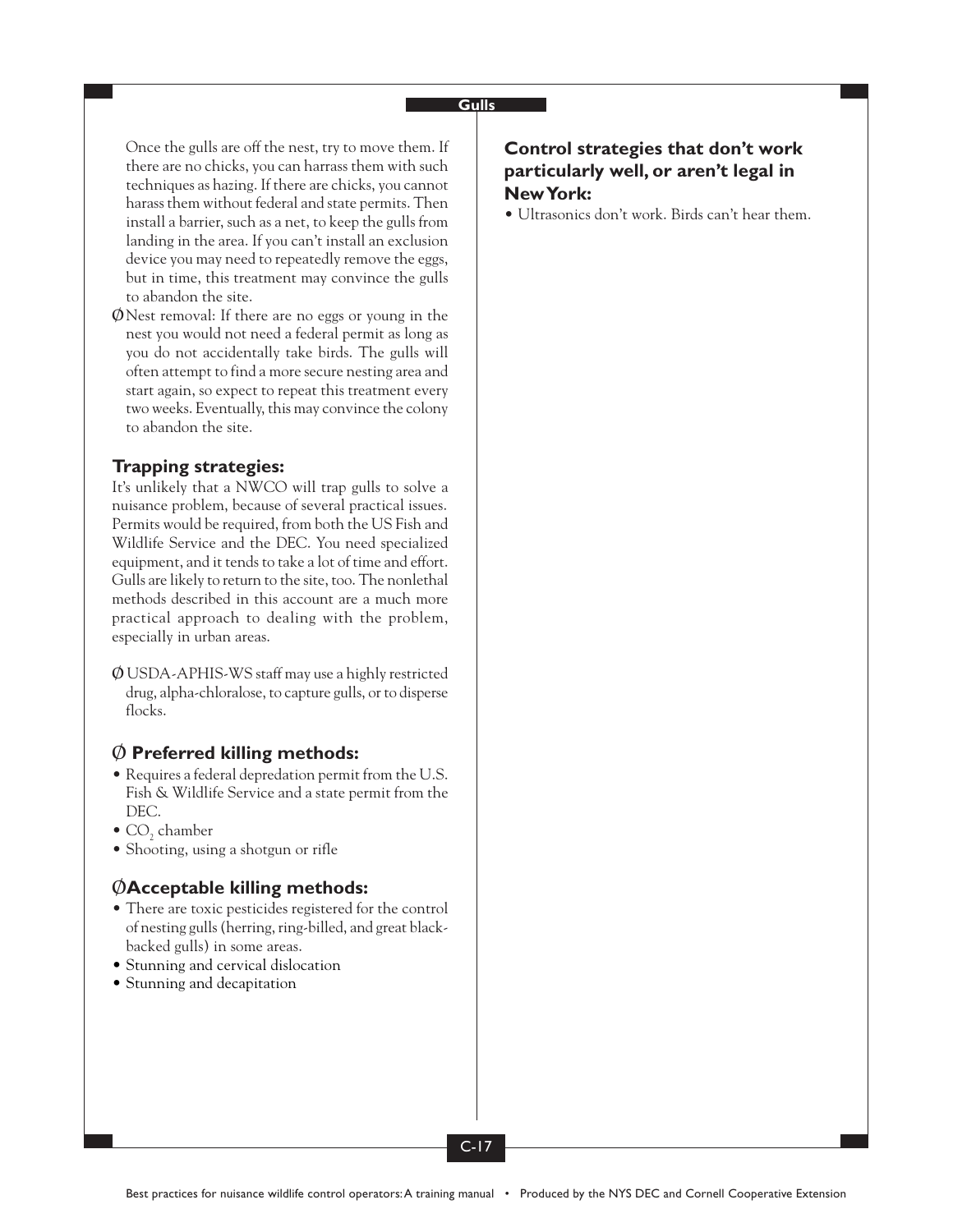Once the gulls are off the nest, try to move them. If there are no chicks, you can harrass them with such techniques as hazing. If there are chicks, you cannot harass them without federal and state permits. Then install a barrier, such as a net, to keep the gulls from landing in the area. If you can't install an exclusion device you may need to repeatedly remove the eggs, but in time, this treatment may convince the gulls to abandon the site.

Ø Nest removal: If there are no eggs or young in the nest you would not need a federal permit as long as you do not accidentally take birds. The gulls will often attempt to find a more secure nesting area and start again, so expect to repeat this treatment every two weeks. Eventually, this may convince the colony to abandon the site.

### Trapping strategies:

It's unlikely that a NWCO will trap gulls to solve a nuisance problem, because of several practical issues. Permits would be required, from both the US Fish and Wildlife Service and the DEC. You need specialized equipment, and it tends to take a lot of time and effort. Gulls are likely to return to the site, too. The nonlethal methods described in this account are a much more practical approach to dealing with the problem, especially in urban areas.

Ø USDA-APHIS-WS staff may use a highly restricted drug, alpha-chloralose, to capture gulls, or to disperse flocks.

### Ø Preferred killing methods:

- Requires a federal depredation permit from the U.S. Fish & Wildlife Service and a state permit from the DEC.
- $CO_2$ chamber
- Shooting, using a shotgun or rifle

### Ø Acceptable killing methods:

- There are toxic pesticides registered for the control of nesting gulls (herring, ring-billed, and great black-backed gulls) in some areas.
- Stunning and cervical dislocation
- Stunning and decapitation

### Control strategies that don't work particularly well, or aren't legal in New York:

- Ultrasonics don't work. Birds can't hear them.